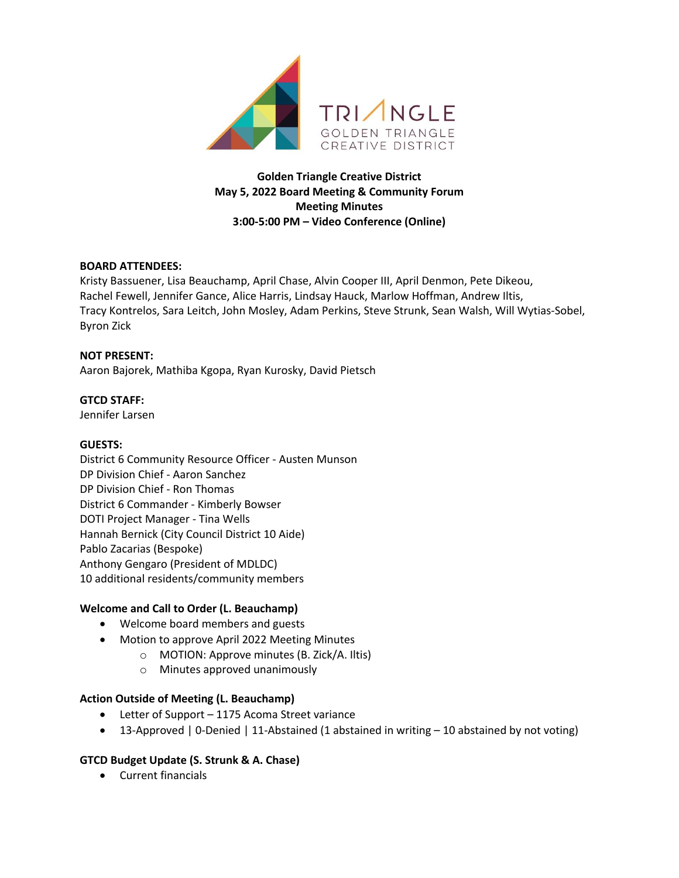TRIANGLE
GOLDEN TRIANGLE
CREATIVE DISTRICT

**Golden Triangle Creative District**
**May 5, 2022 Board Meeting & Community Forum**
**Meeting Minutes**
**3:00-5:00 PM – Video Conference (Online)**

**BOARD ATTENDEES:**
Kristy Bassuener, Lisa Beauchamp, April Chase, Alvin Cooper III, April Denmon, Pete Dikeou, Rachel Fewell, Jennifer Gance, Alice Harris, Lindsay Hauck, Marlow Hoffman, Andrew Iltis, Tracy Kontrelos, Sara Leitch, John Mosley, Adam Perkins, Steve Strunk, Sean Walsh, Will Wytias-Sobel, Byron Zick

**NOT PRESENT:**
Aaron Bajorek, Mathiba Kgopa, Ryan Kurosky, David Pietsch

**GTCD STAFF:**
Jennifer Larsen

**GUESTS:**
District 6 Community Resource Officer - Austen Munson
DP Division Chief - Aaron Sanchez
DP Division Chief - Ron Thomas
District 6 Commander - Kimberly Bowser
DOTI Project Manager - Tina Wells
Hannah Bernick (City Council District 10 Aide)
Pablo Zacarias (Bespoke)
Anthony Gengaro (President of MDLDC)
10 additional residents/community members

**Welcome and Call to Order (L. Beauchamp)**

- Welcome board members and guests
- Motion to approve April 2022 Meeting Minutes
  - MOTION: Approve minutes (B. Zick/A. Iltis)
  - Minutes approved unanimously

**Action Outside of Meeting (L. Beauchamp)**

- Letter of Support – 1175 Acoma Street variance
- 13-Approved | 0-Denied | 11-Abstained (1 abstained in writing – 10 abstained by not voting)

**GTCD Budget Update (S. Strunk & A. Chase)**

- Current financials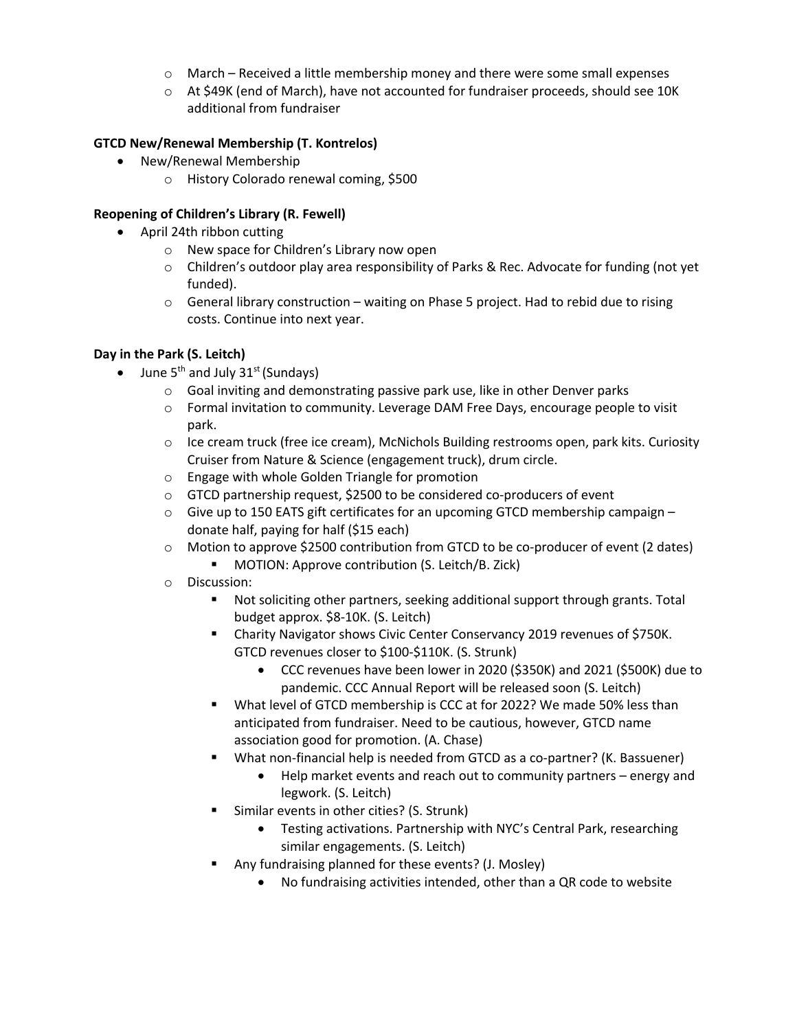- March – Received a little membership money and there were some small expenses
  - At $49K (end of March), have not accounted for fundraiser proceeds, should see 10K additional from fundraiser

**GTCD New/Renewal Membership (T. Kontrelos)**

- New/Renewal Membership
  - History Colorado renewal coming, $500

**Reopening of Children's Library (R. Fewell)**

- April 24th ribbon cutting
  - New space for Children's Library now open
  - Children's outdoor play area responsibility of Parks & Rec. Advocate for funding (not yet funded).
  - General library construction – waiting on Phase 5 project. Had to rebid due to rising costs. Continue into next year.

**Day in the Park (S. Leitch)**

- June 5th and July 31st (Sundays)
  - Goal inviting and demonstrating passive park use, like in other Denver parks
  - Formal invitation to community. Leverage DAM Free Days, encourage people to visit park.
  - Ice cream truck (free ice cream), McNichols Building restrooms open, park kits. Curiosity Cruiser from Nature & Science (engagement truck), drum circle.
  - Engage with whole Golden Triangle for promotion
  - GTCD partnership request, $2500 to be considered co-producers of event
  - Give up to 150 EATS gift certificates for an upcoming GTCD membership campaign – donate half, paying for half ($15 each)
  - Motion to approve $2500 contribution from GTCD to be co-producer of event (2 dates)
    - MOTION: Approve contribution (S. Leitch/B. Zick)
  - Discussion:
    - Not soliciting other partners, seeking additional support through grants. Total budget approx. $8-10K. (S. Leitch)
    - Charity Navigator shows Civic Center Conservancy 2019 revenues of $750K. GTCD revenues closer to $100-$110K. (S. Strunk)
      - CCC revenues have been lower in 2020 ($350K) and 2021 ($500K) due to pandemic. CCC Annual Report will be released soon (S. Leitch)
    - What level of GTCD membership is CCC at for 2022? We made 50% less than anticipated from fundraiser. Need to be cautious, however, GTCD name association good for promotion. (A. Chase)
    - What non-financial help is needed from GTCD as a co-partner? (K. Bassuener)
      - Help market events and reach out to community partners – energy and legwork. (S. Leitch)
    - Similar events in other cities? (S. Strunk)
      - Testing activations. Partnership with NYC's Central Park, researching similar engagements. (S. Leitch)
    - Any fundraising planned for these events? (J. Mosley)
      - No fundraising activities intended, other than a QR code to website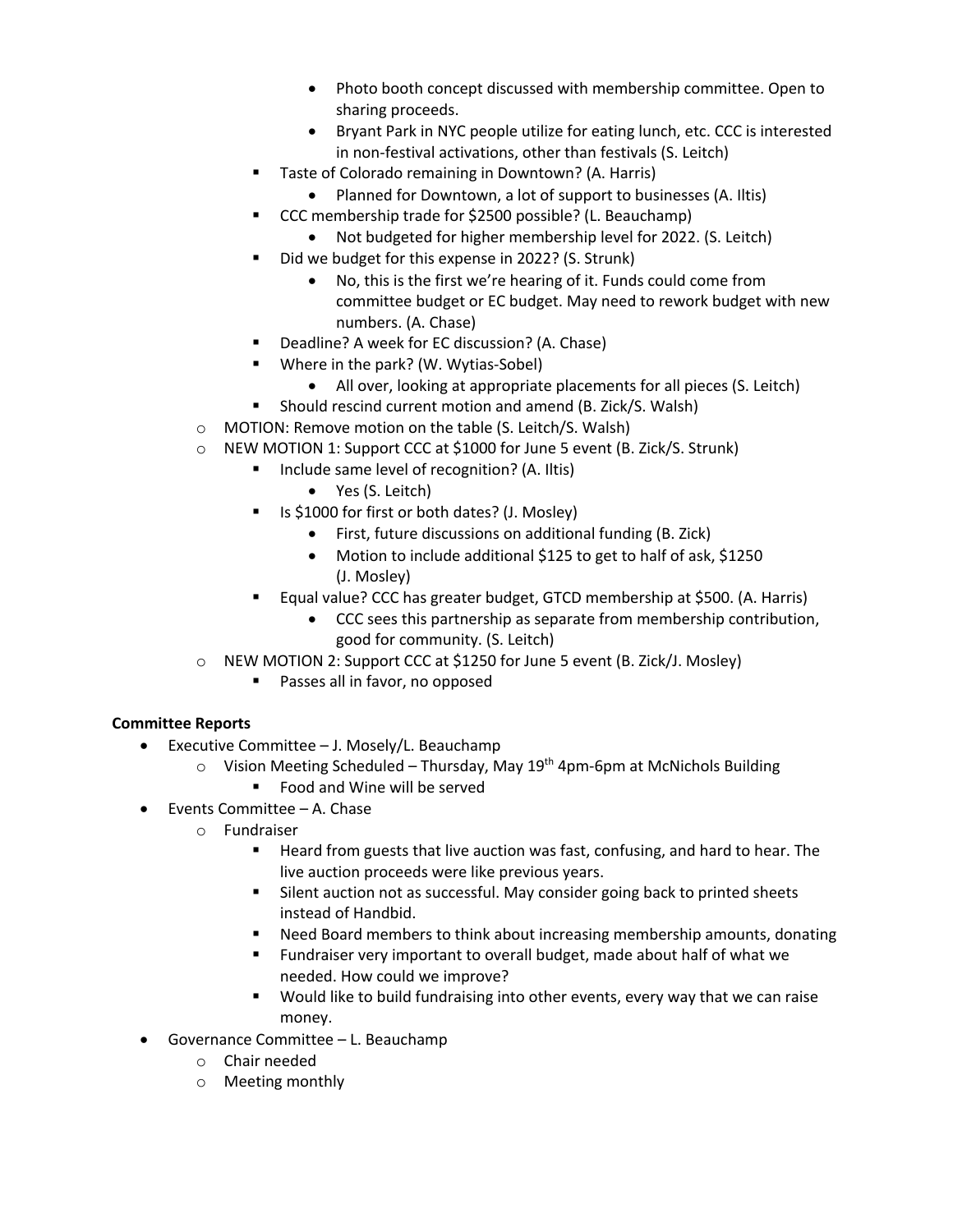- Photo booth concept discussed with membership committee. Open to sharing proceeds.
        - Bryant Park in NYC people utilize for eating lunch, etc. CCC is interested in non-festival activations, other than festivals (S. Leitch)
      - Taste of Colorado remaining in Downtown? (A. Harris)
        - Planned for Downtown, a lot of support to businesses (A. Iltis)
      - CCC membership trade for $2500 possible? (L. Beauchamp)
        - Not budgeted for higher membership level for 2022. (S. Leitch)
      - Did we budget for this expense in 2022? (S. Strunk)
        - No, this is the first we're hearing of it. Funds could come from committee budget or EC budget. May need to rework budget with new numbers. (A. Chase)
      - Deadline? A week for EC discussion? (A. Chase)
      - Where in the park? (W. Wytias-Sobel)
        - All over, looking at appropriate placements for all pieces (S. Leitch)
      - Should rescind current motion and amend (B. Zick/S. Walsh)
    - MOTION: Remove motion on the table (S. Leitch/S. Walsh)
    - NEW MOTION 1: Support CCC at $1000 for June 5 event (B. Zick/S. Strunk)
      - Include same level of recognition? (A. Iltis)
        - Yes (S. Leitch)
      - Is $1000 for first or both dates? (J. Mosley)
        - First, future discussions on additional funding (B. Zick)
        - Motion to include additional $125 to get to half of ask, $1250 (J. Mosley)
      - Equal value? CCC has greater budget, GTCD membership at $500. (A. Harris)
        - CCC sees this partnership as separate from membership contribution, good for community. (S. Leitch)
    - NEW MOTION 2: Support CCC at $1250 for June 5 event (B. Zick/J. Mosley)
      - Passes all in favor, no opposed

**Committee Reports**

- Executive Committee – J. Mosely/L. Beauchamp
  - Vision Meeting Scheduled – Thursday, May 19th 4pm-6pm at McNichols Building
    - Food and Wine will be served
- Events Committee – A. Chase
  - Fundraiser
    - Heard from guests that live auction was fast, confusing, and hard to hear. The live auction proceeds were like previous years.
    - Silent auction not as successful. May consider going back to printed sheets instead of Handbid.
    - Need Board members to think about increasing membership amounts, donating
    - Fundraiser very important to overall budget, made about half of what we needed. How could we improve?
    - Would like to build fundraising into other events, every way that we can raise money.
- Governance Committee – L. Beauchamp
  - Chair needed
  - Meeting monthly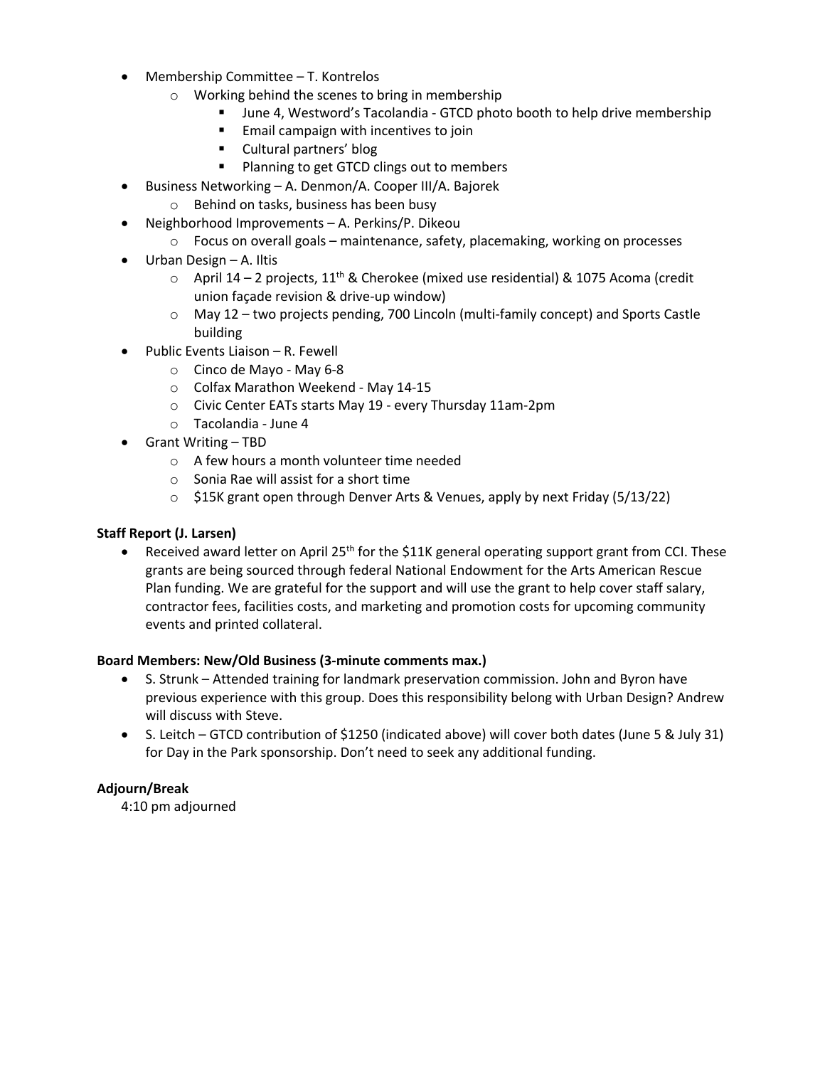- Membership Committee – T. Kontrelos
  - Working behind the scenes to bring in membership
    - June 4, Westword's Tacolandia - GTCD photo booth to help drive membership
    - Email campaign with incentives to join
    - Cultural partners' blog
    - Planning to get GTCD clings out to members
- Business Networking – A. Denmon/A. Cooper III/A. Bajorek
  - Behind on tasks, business has been busy
- Neighborhood Improvements – A. Perkins/P. Dikeou
  - Focus on overall goals – maintenance, safety, placemaking, working on processes
- Urban Design – A. Iltis
  - April 14 – 2 projects, 11th & Cherokee (mixed use residential) & 1075 Acoma (credit union façade revision & drive-up window)
  - May 12 – two projects pending, 700 Lincoln (multi-family concept) and Sports Castle building
- Public Events Liaison – R. Fewell
  - Cinco de Mayo - May 6-8
  - Colfax Marathon Weekend - May 14-15
  - Civic Center EATs starts May 19 - every Thursday 11am-2pm
  - Tacolandia - June 4
- Grant Writing – TBD
  - A few hours a month volunteer time needed
  - Sonia Rae will assist for a short time
  - $15K grant open through Denver Arts & Venues, apply by next Friday (5/13/22)

**Staff Report (J. Larsen)**

- Received award letter on April 25th for the $11K general operating support grant from CCI. These grants are being sourced through federal National Endowment for the Arts American Rescue Plan funding. We are grateful for the support and will use the grant to help cover staff salary, contractor fees, facilities costs, and marketing and promotion costs for upcoming community events and printed collateral.

**Board Members: New/Old Business (3-minute comments max.)**

- S. Strunk – Attended training for landmark preservation commission. John and Byron have previous experience with this group. Does this responsibility belong with Urban Design? Andrew will discuss with Steve.
- S. Leitch – GTCD contribution of $1250 (indicated above) will cover both dates (June 5 & July 31) for Day in the Park sponsorship. Don't need to seek any additional funding.

**Adjourn/Break**

4:10 pm adjourned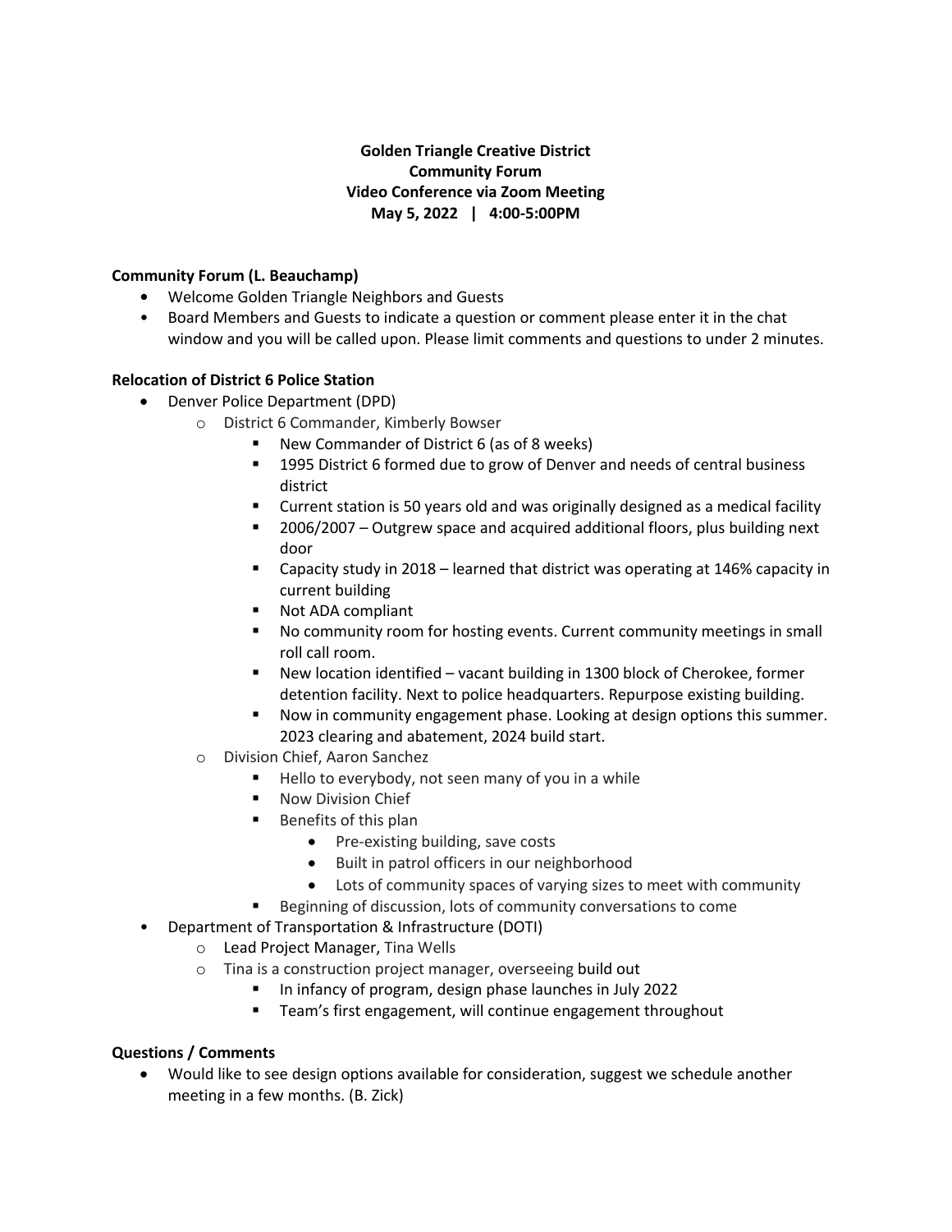**Golden Triangle Creative District**
**Community Forum**
**Video Conference via Zoom Meeting**
**May 5, 2022 | 4:00-5:00PM**

**Community Forum (L. Beauchamp)**

- Welcome Golden Triangle Neighbors and Guests
- Board Members and Guests to indicate a question or comment please enter it in the chat window and you will be called upon. Please limit comments and questions to under 2 minutes.

**Relocation of District 6 Police Station**

- Denver Police Department (DPD)
  - District 6 Commander, Kimberly Bowser
    - New Commander of District 6 (as of 8 weeks)
    - 1995 District 6 formed due to grow of Denver and needs of central business district
    - Current station is 50 years old and was originally designed as a medical facility
    - 2006/2007 – Outgrew space and acquired additional floors, plus building next door
    - Capacity study in 2018 – learned that district was operating at 146% capacity in current building
    - Not ADA compliant
    - No community room for hosting events. Current community meetings in small roll call room.
    - New location identified – vacant building in 1300 block of Cherokee, former detention facility. Next to police headquarters. Repurpose existing building.
    - Now in community engagement phase. Looking at design options this summer. 2023 clearing and abatement, 2024 build start.
  - Division Chief, Aaron Sanchez
    - Hello to everybody, not seen many of you in a while
    - Now Division Chief
    - Benefits of this plan
      - Pre-existing building, save costs
      - Built in patrol officers in our neighborhood
      - Lots of community spaces of varying sizes to meet with community
    - Beginning of discussion, lots of community conversations to come
- Department of Transportation & Infrastructure (DOTI)
  - Lead Project Manager, Tina Wells
  - Tina is a construction project manager, overseeing build out
    - In infancy of program, design phase launches in July 2022
    - Team's first engagement, will continue engagement throughout

**Questions / Comments**

- Would like to see design options available for consideration, suggest we schedule another meeting in a few months. (B. Zick)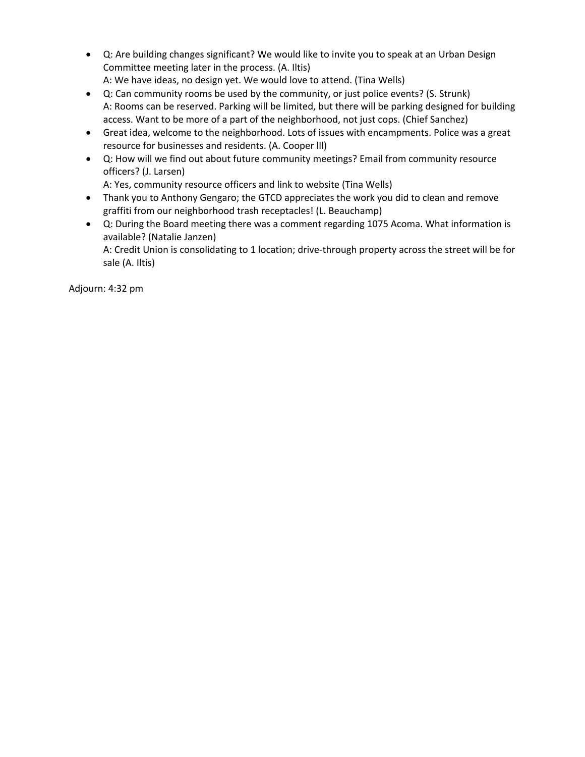- Q: Are building changes significant? We would like to invite you to speak at an Urban Design Committee meeting later in the process. (A. Iltis)
  A: We have ideas, no design yet. We would love to attend. (Tina Wells)
- Q: Can community rooms be used by the community, or just police events? (S. Strunk)
  A: Rooms can be reserved. Parking will be limited, but there will be parking designed for building access. Want to be more of a part of the neighborhood, not just cops. (Chief Sanchez)
- Great idea, welcome to the neighborhood. Lots of issues with encampments. Police was a great resource for businesses and residents. (A. Cooper lll)
- Q: How will we find out about future community meetings? Email from community resource officers? (J. Larsen)
  A: Yes, community resource officers and link to website (Tina Wells)
- Thank you to Anthony Gengaro; the GTCD appreciates the work you did to clean and remove graffiti from our neighborhood trash receptacles! (L. Beauchamp)
- Q: During the Board meeting there was a comment regarding 1075 Acoma. What information is available? (Natalie Janzen)
  A: Credit Union is consolidating to 1 location; drive-through property across the street will be for sale (A. Iltis)

Adjourn: 4:32 pm